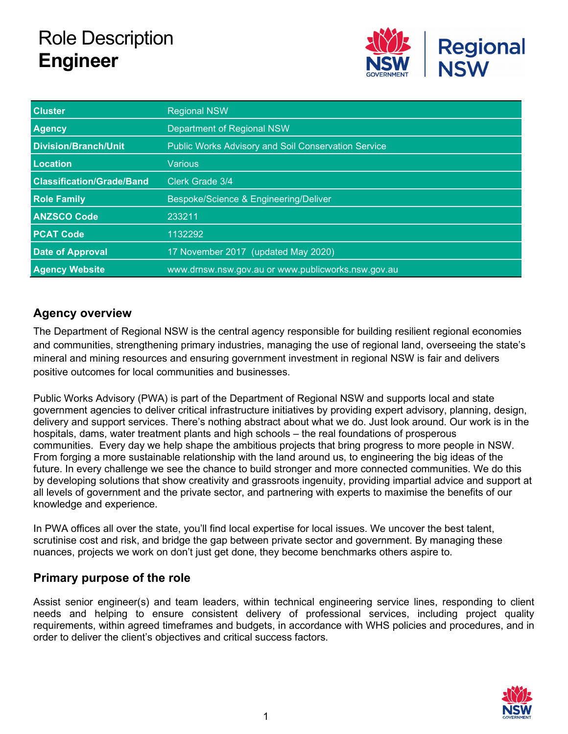# Role Description
# **Engineer**

| Cluster | Regional NSW |
|---|---|
| **Agency** | Department of Regional NSW |
| **Division/Branch/Unit** | Public Works Advisory and Soil Conservation Service |
| **Location** | Various |
| **Classification/Grade/Band** | Clerk Grade 3/4 |
| **Role Family** | Bespoke/Science & Engineering/Deliver |
| **ANZSCO Code** | 233211 |
| **PCAT Code** | 1132292 |
| **Date of Approval** | 17 November 2017 (updated May 2020) |
| **Agency Website** | www.drnsw.nsw.gov.au or www.publicworks.nsw.gov.au |

## Agency overview

The Department of Regional NSW is the central agency responsible for building resilient regional economies and communities, strengthening primary industries, managing the use of regional land, overseeing the state's mineral and mining resources and ensuring government investment in regional NSW is fair and delivers positive outcomes for local communities and businesses.

Public Works Advisory (PWA) is part of the Department of Regional NSW and supports local and state government agencies to deliver critical infrastructure initiatives by providing expert advisory, planning, design, delivery and support services. There's nothing abstract about what we do. Just look around. Our work is in the hospitals, dams, water treatment plants and high schools – the real foundations of prosperous communities. Every day we help shape the ambitious projects that bring progress to more people in NSW. From forging a more sustainable relationship with the land around us, to engineering the big ideas of the future. In every challenge we see the chance to build stronger and more connected communities. We do this by developing solutions that show creativity and grassroots ingenuity, providing impartial advice and support at all levels of government and the private sector, and partnering with experts to maximise the benefits of our knowledge and experience.

In PWA offices all over the state, you'll find local expertise for local issues. We uncover the best talent, scrutinise cost and risk, and bridge the gap between private sector and government. By managing these nuances, projects we work on don't just get done, they become benchmarks others aspire to.

## Primary purpose of the role

Assist senior engineer(s) and team leaders, within technical engineering service lines, responding to client needs and helping to ensure consistent delivery of professional services, including project quality requirements, within agreed timeframes and budgets, in accordance with WHS policies and procedures, and in order to deliver the client's objectives and critical success factors.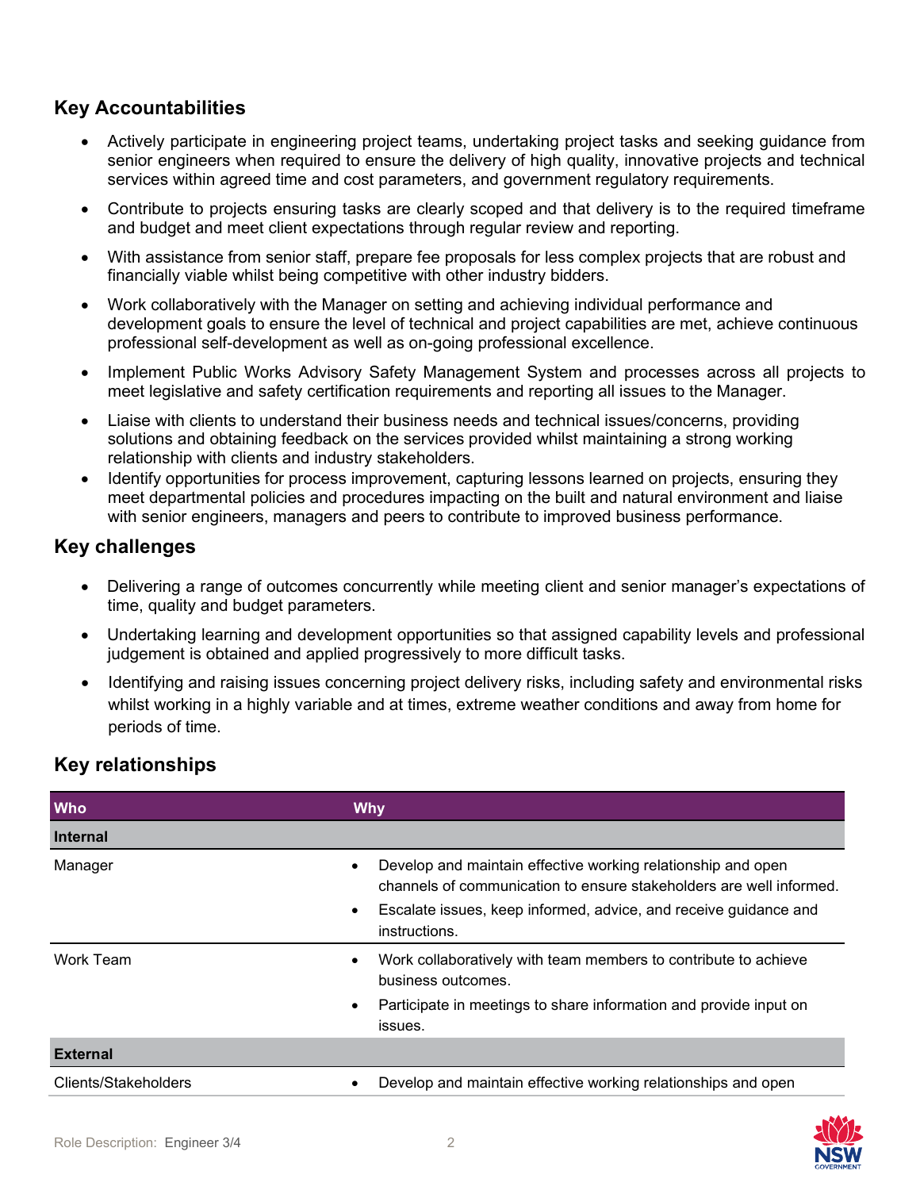## Key Accountabilities

- Actively participate in engineering project teams, undertaking project tasks and seeking guidance from senior engineers when required to ensure the delivery of high quality, innovative projects and technical services within agreed time and cost parameters, and government regulatory requirements.
- Contribute to projects ensuring tasks are clearly scoped and that delivery is to the required timeframe and budget and meet client expectations through regular review and reporting.
- With assistance from senior staff, prepare fee proposals for less complex projects that are robust and financially viable whilst being competitive with other industry bidders.
- Work collaboratively with the Manager on setting and achieving individual performance and development goals to ensure the level of technical and project capabilities are met, achieve continuous professional self-development as well as on-going professional excellence.
- Implement Public Works Advisory Safety Management System and processes across all projects to meet legislative and safety certification requirements and reporting all issues to the Manager.
- Liaise with clients to understand their business needs and technical issues/concerns, providing solutions and obtaining feedback on the services provided whilst maintaining a strong working relationship with clients and industry stakeholders.
- Identify opportunities for process improvement, capturing lessons learned on projects, ensuring they meet departmental policies and procedures impacting on the built and natural environment and liaise with senior engineers, managers and peers to contribute to improved business performance.

## Key challenges

- Delivering a range of outcomes concurrently while meeting client and senior manager's expectations of time, quality and budget parameters.
- Undertaking learning and development opportunities so that assigned capability levels and professional judgement is obtained and applied progressively to more difficult tasks.
- Identifying and raising issues concerning project delivery risks, including safety and environmental risks whilst working in a highly variable and at times, extreme weather conditions and away from home for periods of time.

## Key relationships

| Who | Why |
|---|---|
| **Internal** | |
| Manager | • Develop and maintain effective working relationship and open channels of communication to ensure stakeholders are well informed.<br>• Escalate issues, keep informed, advice, and receive guidance and instructions. |
| Work Team | • Work collaboratively with team members to contribute to achieve business outcomes.<br>• Participate in meetings to share information and provide input on issues. |
| **External** | |
| Clients/Stakeholders | • Develop and maintain effective working relationships and open |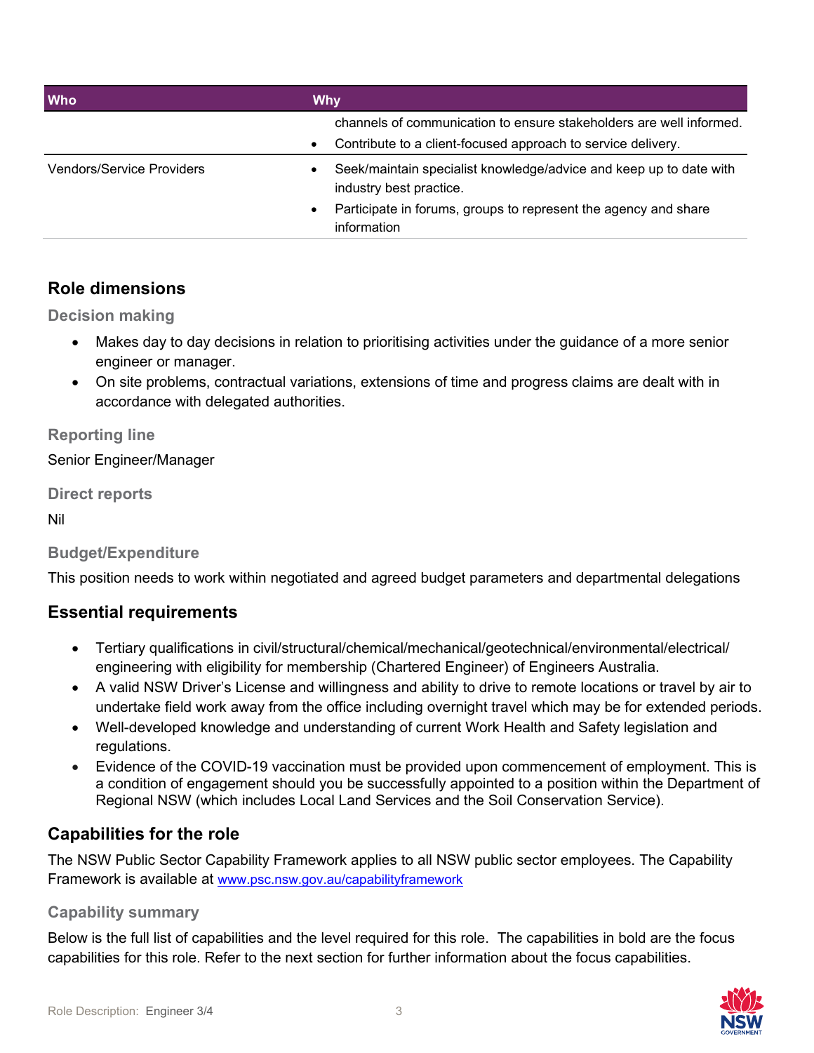| Who | Why |
| --- | --- |
| | channels of communication to ensure stakeholders are well informed.<br>• Contribute to a client-focused approach to service delivery. |
| Vendors/Service Providers | • Seek/maintain specialist knowledge/advice and keep up to date with industry best practice.<br>• Participate in forums, groups to represent the agency and share information |

## Role dimensions

### Decision making

- Makes day to day decisions in relation to prioritising activities under the guidance of a more senior engineer or manager.
- On site problems, contractual variations, extensions of time and progress claims are dealt with in accordance with delegated authorities.

### Reporting line

Senior Engineer/Manager

### Direct reports

Nil

### Budget/Expenditure

This position needs to work within negotiated and agreed budget parameters and departmental delegations

## Essential requirements

- Tertiary qualifications in civil/structural/chemical/mechanical/geotechnical/environmental/electrical/ engineering with eligibility for membership (Chartered Engineer) of Engineers Australia.
- A valid NSW Driver's License and willingness and ability to drive to remote locations or travel by air to undertake field work away from the office including overnight travel which may be for extended periods.
- Well-developed knowledge and understanding of current Work Health and Safety legislation and regulations.
- Evidence of the COVID-19 vaccination must be provided upon commencement of employment. This is a condition of engagement should you be successfully appointed to a position within the Department of Regional NSW (which includes Local Land Services and the Soil Conservation Service).

## Capabilities for the role

The NSW Public Sector Capability Framework applies to all NSW public sector employees. The Capability Framework is available at www.psc.nsw.gov.au/capabilityframework

### Capability summary

Below is the full list of capabilities and the level required for this role. The capabilities in bold are the focus capabilities for this role. Refer to the next section for further information about the focus capabilities.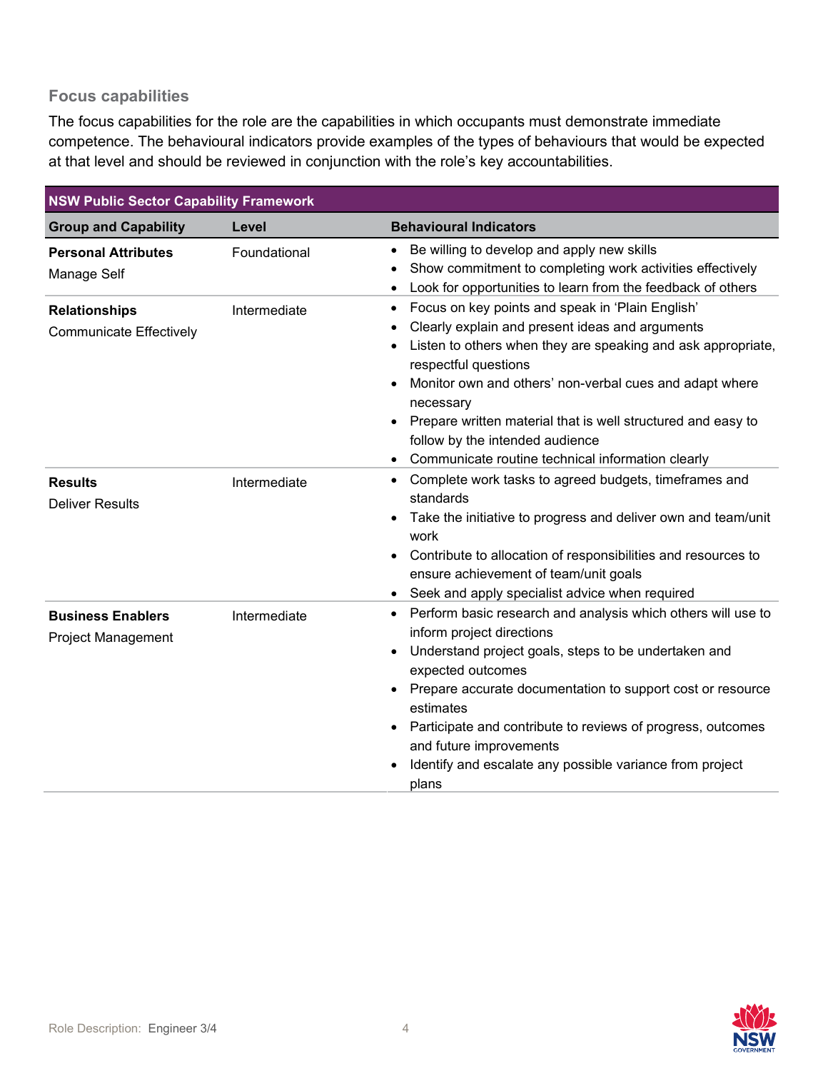### Focus capabilities

The focus capabilities for the role are the capabilities in which occupants must demonstrate immediate competence. The behavioural indicators provide examples of the types of behaviours that would be expected at that level and should be reviewed in conjunction with the role's key accountabilities.

| NSW Public Sector Capability Framework | | |
|---|---|---|
| **Group and Capability** | **Level** | **Behavioural Indicators** |
| **Personal Attributes**<br>Manage Self | Foundational | • Be willing to develop and apply new skills<br>• Show commitment to completing work activities effectively<br>• Look for opportunities to learn from the feedback of others |
| **Relationships**<br>Communicate Effectively | Intermediate | • Focus on key points and speak in 'Plain English'<br>• Clearly explain and present ideas and arguments<br>• Listen to others when they are speaking and ask appropriate, respectful questions<br>• Monitor own and others' non-verbal cues and adapt where necessary<br>• Prepare written material that is well structured and easy to follow by the intended audience<br>• Communicate routine technical information clearly |
| **Results**<br>Deliver Results | Intermediate | • Complete work tasks to agreed budgets, timeframes and standards<br>• Take the initiative to progress and deliver own and team/unit work<br>• Contribute to allocation of responsibilities and resources to ensure achievement of team/unit goals<br>• Seek and apply specialist advice when required |
| **Business Enablers**<br>Project Management | Intermediate | • Perform basic research and analysis which others will use to inform project directions<br>• Understand project goals, steps to be undertaken and expected outcomes<br>• Prepare accurate documentation to support cost or resource estimates<br>• Participate and contribute to reviews of progress, outcomes and future improvements<br>• Identify and escalate any possible variance from project plans |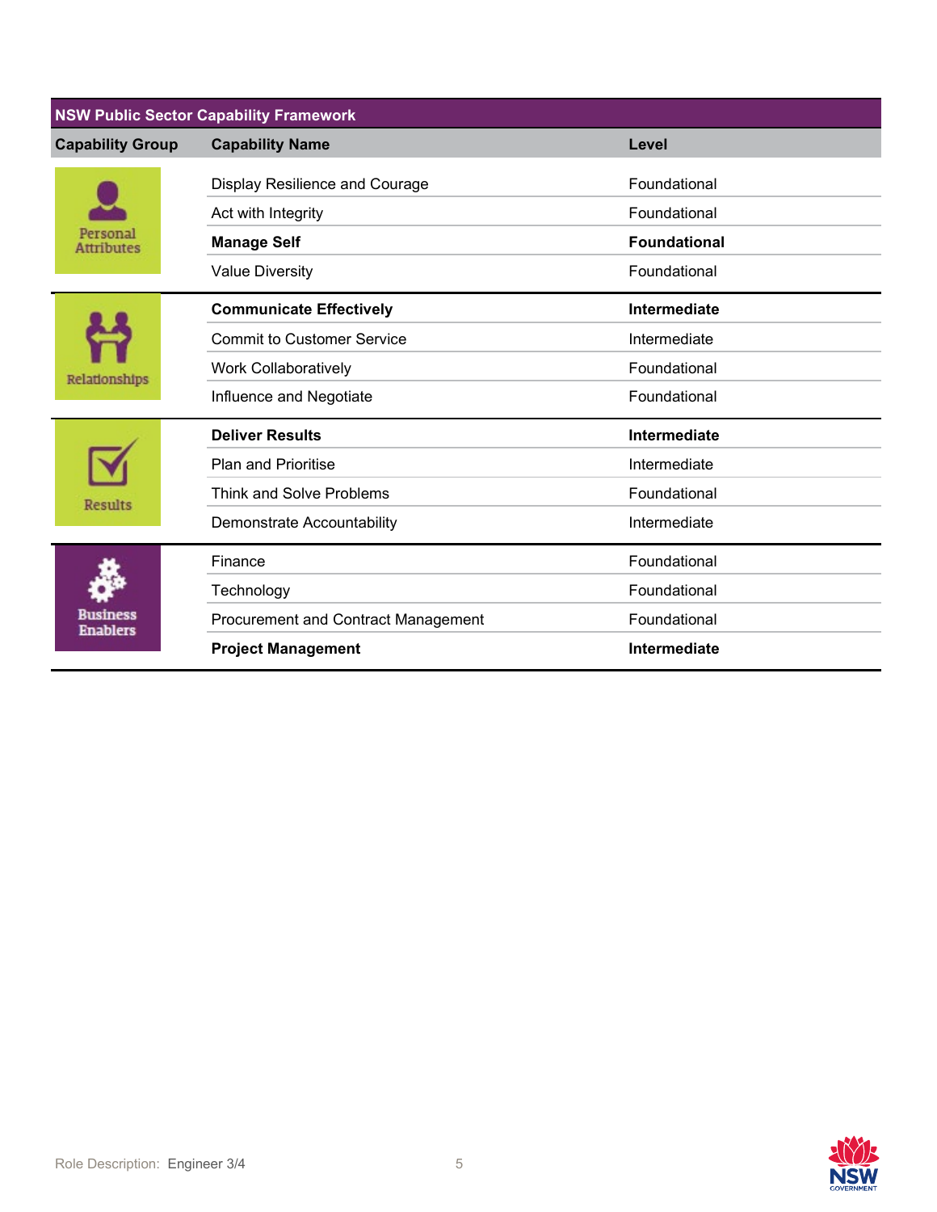| NSW Public Sector Capability Framework | | |
|---|---|---|
| **Capability Group** | **Capability Name** | **Level** |
| Personal Attributes | Display Resilience and Courage | Foundational |
| | Act with Integrity | Foundational |
| | **Manage Self** | **Foundational** |
| | Value Diversity | Foundational |
| Relationships | **Communicate Effectively** | **Intermediate** |
| | Commit to Customer Service | Intermediate |
| | Work Collaboratively | Foundational |
| | Influence and Negotiate | Foundational |
| Results | **Deliver Results** | **Intermediate** |
| | Plan and Prioritise | Intermediate |
| | Think and Solve Problems | Foundational |
| | Demonstrate Accountability | Intermediate |
| Business Enablers | Finance | Foundational |
| | Technology | Foundational |
| | Procurement and Contract Management | Foundational |
| | **Project Management** | **Intermediate** |